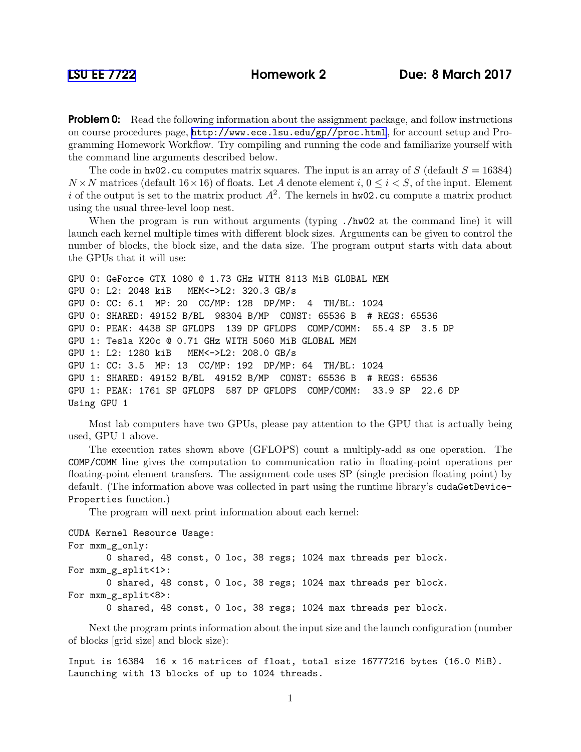[LSU EE 7722](#) **Homework 2** **Due: 8 March 2017**

**Problem 0:** Read the following information about the assignment package, and follow instructions on course procedures page, http://www.ece.lsu.edu/gp//proc.html, for account setup and Programming Homework Workflow. Try compiling and running the code and familiarize yourself with the command line arguments described below.

The code in `hw02.cu` computes matrix squares. The input is an array of $S$ (default $S = 16384$) $N \times N$ matrices (default $16 \times 16$) of floats. Let $A$ denote element $i$, $0 \leq i < S$, of the input. Element $i$ of the output is set to the matrix product $A^2$. The kernels in `hw02.cu` compute a matrix product using the usual three-level loop nest.

When the program is run without arguments (typing `./hw02` at the command line) it will launch each kernel multiple times with different block sizes. Arguments can be given to control the number of blocks, the block size, and the data size. The program output starts with data about the GPUs that it will use:

```
GPU 0: GeForce GTX 1080 @ 1.73 GHz WITH 8113 MiB GLOBAL MEM
GPU 0: L2: 2048 kiB   MEM<->L2: 320.3 GB/s
GPU 0: CC: 6.1  MP: 20  CC/MP: 128  DP/MP:  4  TH/BL: 1024
GPU 0: SHARED: 49152 B/BL  98304 B/MP  CONST: 65536 B  # REGS: 65536
GPU 0: PEAK: 4438 SP GFLOPS  139 DP GFLOPS  COMP/COMM:  55.4 SP  3.5 DP
GPU 1: Tesla K20c @ 0.71 GHz WITH 5060 MiB GLOBAL MEM
GPU 1: L2: 1280 kiB   MEM<->L2: 208.0 GB/s
GPU 1: CC: 3.5  MP: 13  CC/MP: 192  DP/MP: 64  TH/BL: 1024
GPU 1: SHARED: 49152 B/BL  49152 B/MP  CONST: 65536 B  # REGS: 65536
GPU 1: PEAK: 1761 SP GFLOPS  587 DP GFLOPS  COMP/COMM:  33.9 SP  22.6 DP
Using GPU 1
```

Most lab computers have two GPUs, please pay attention to the GPU that is actually being used, GPU 1 above.

The execution rates shown above (GFLOPS) count a multiply-add as one operation. The `COMP/COMM` line gives the computation to communication ratio in floating-point operations per floating-point element transfers. The assignment code uses SP (single precision floating point) by default. (The information above was collected in part using the runtime library's `cudaGetDeviceProperties` function.)

The program will next print information about each kernel:

```
CUDA Kernel Resource Usage:
For mxm_g_only:
       0 shared, 48 const, 0 loc, 38 regs; 1024 max threads per block.
For mxm_g_split<1>:
       0 shared, 48 const, 0 loc, 38 regs; 1024 max threads per block.
For mxm_g_split<8>:
       0 shared, 48 const, 0 loc, 38 regs; 1024 max threads per block.
```

Next the program prints information about the input size and the launch configuration (number of blocks [grid size] and block size):

```
Input is 16384  16 x 16 matrices of float, total size 16777216 bytes (16.0 MiB).
Launching with 13 blocks of up to 1024 threads.
```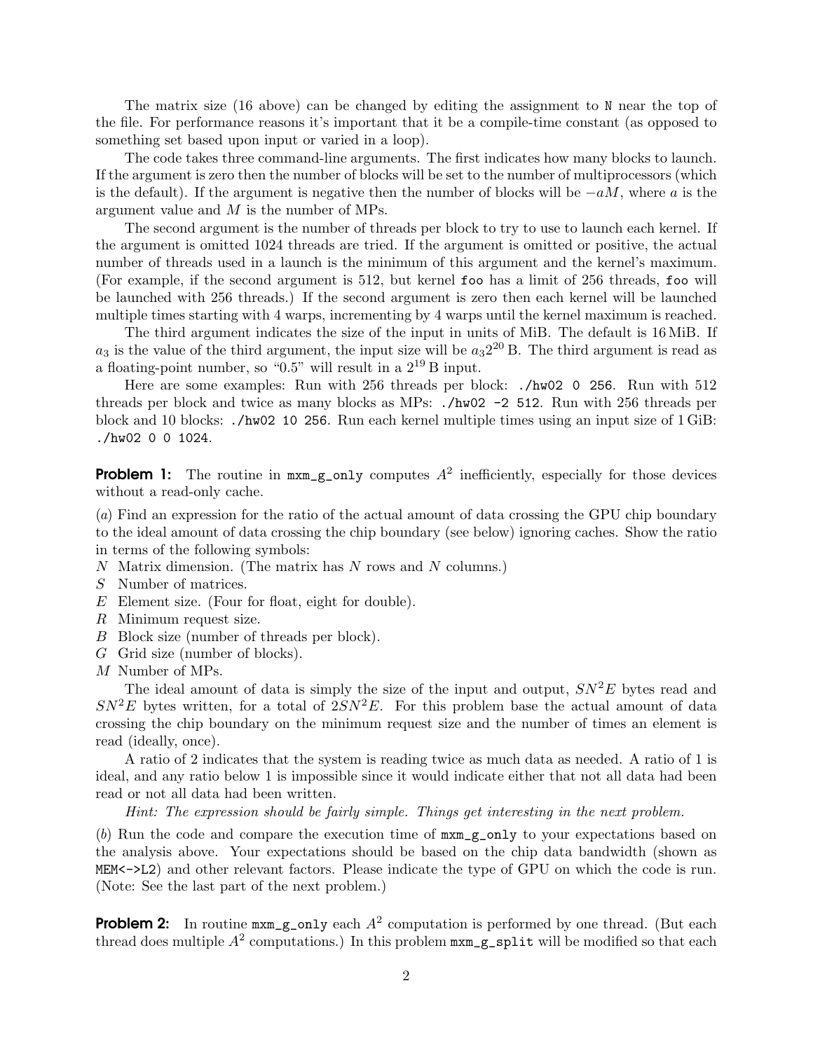The matrix size (16 above) can be changed by editing the assignment to `N` near the top of the file. For performance reasons it's important that it be a compile-time constant (as opposed to something set based upon input or varied in a loop).

The code takes three command-line arguments. The first indicates how many blocks to launch. If the argument is zero then the number of blocks will be set to the number of multiprocessors (which is the default). If the argument is negative then the number of blocks will be $-aM$, where $a$ is the argument value and $M$ is the number of MPs.

The second argument is the number of threads per block to try to use to launch each kernel. If the argument is omitted 1024 threads are tried. If the argument is omitted or positive, the actual number of threads used in a launch is the minimum of this argument and the kernel's maximum. (For example, if the second argument is 512, but kernel `foo` has a limit of 256 threads, `foo` will be launched with 256 threads.) If the second argument is zero then each kernel will be launched multiple times starting with 4 warps, incrementing by 4 warps until the kernel maximum is reached.

The third argument indicates the size of the input in units of MiB. The default is 16 MiB. If $a_3$ is the value of the third argument, the input size will be $a_3 2^{20}$ B. The third argument is read as a floating-point number, so "0.5" will result in a $2^{19}$ B input.

Here are some examples: Run with 256 threads per block: `./hw02 0 256`. Run with 512 threads per block and twice as many blocks as MPs: `./hw02 -2 512`. Run with 256 threads per block and 10 blocks: `./hw02 10 256`. Run each kernel multiple times using an input size of 1 GiB: `./hw02 0 0 1024`.

**Problem 1:** The routine in `mxm_g_only` computes $A^2$ inefficiently, especially for those devices without a read-only cache.

(*a*) Find an expression for the ratio of the actual amount of data crossing the GPU chip boundary to the ideal amount of data crossing the chip boundary (see below) ignoring caches. Show the ratio in terms of the following symbols:

- $N$ Matrix dimension. (The matrix has $N$ rows and $N$ columns.)
- $S$ Number of matrices.
- $E$ Element size. (Four for float, eight for double).
- $R$ Minimum request size.
- $B$ Block size (number of threads per block).
- $G$ Grid size (number of blocks).
- $M$ Number of MPs.

The ideal amount of data is simply the size of the input and output, $SN^2E$ bytes read and $SN^2E$ bytes written, for a total of $2SN^2E$. For this problem base the actual amount of data crossing the chip boundary on the minimum request size and the number of times an element is read (ideally, once).

A ratio of 2 indicates that the system is reading twice as much data as needed. A ratio of 1 is ideal, and any ratio below 1 is impossible since it would indicate either that not all data had been read or not all data had been written.

*Hint: The expression should be fairly simple. Things get interesting in the next problem.*

(*b*) Run the code and compare the execution time of `mxm_g_only` to your expectations based on the analysis above. Your expectations should be based on the chip data bandwidth (shown as `MEM<->L2`) and other relevant factors. Please indicate the type of GPU on which the code is run. (Note: See the last part of the next problem.)

**Problem 2:** In routine `mxm_g_only` each $A^2$ computation is performed by one thread. (But each thread does multiple $A^2$ computations.) In this problem `mxm_g_split` will be modified so that each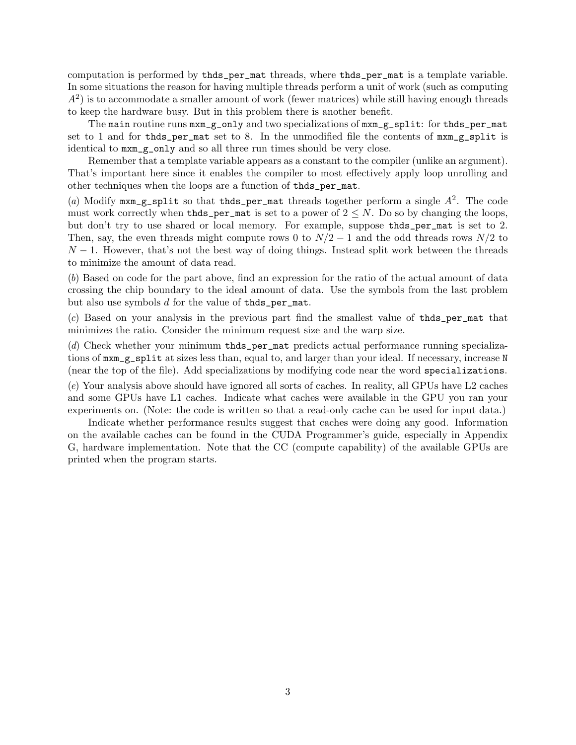computation is performed by `thds_per_mat` threads, where `thds_per_mat` is a template variable. In some situations the reason for having multiple threads perform a unit of work (such as computing $A^2$) is to accommodate a smaller amount of work (fewer matrices) while still having enough threads to keep the hardware busy. But in this problem there is another benefit.

The `main` routine runs `mxm_g_only` and two specializations of `mxm_g_split`: for `thds_per_mat` set to 1 and for `thds_per_mat` set to 8. In the unmodified file the contents of `mxm_g_split` is identical to `mxm_g_only` and so all three run times should be very close.

Remember that a template variable appears as a constant to the compiler (unlike an argument). That's important here since it enables the compiler to most effectively apply loop unrolling and other techniques when the loops are a function of `thds_per_mat`.

(*a*) Modify `mxm_g_split` so that `thds_per_mat` threads together perform a single $A^2$. The code must work correctly when `thds_per_mat` is set to a power of $2 \leq N$. Do so by changing the loops, but don't try to use shared or local memory. For example, suppose `thds_per_mat` is set to 2. Then, say, the even threads might compute rows 0 to $N/2-1$ and the odd threads rows $N/2$ to $N-1$. However, that's not the best way of doing things. Instead split work between the threads to minimize the amount of data read.

(*b*) Based on code for the part above, find an expression for the ratio of the actual amount of data crossing the chip boundary to the ideal amount of data. Use the symbols from the last problem but also use symbols $d$ for the value of `thds_per_mat`.

(*c*) Based on your analysis in the previous part find the smallest value of `thds_per_mat` that minimizes the ratio. Consider the minimum request size and the warp size.

(*d*) Check whether your minimum `thds_per_mat` predicts actual performance running specializations of `mxm_g_split` at sizes less than, equal to, and larger than your ideal. If necessary, increase `N` (near the top of the file). Add specializations by modifying code near the word `specializations`.

(*e*) Your analysis above should have ignored all sorts of caches. In reality, all GPUs have L2 caches and some GPUs have L1 caches. Indicate what caches were available in the GPU you ran your experiments on. (Note: the code is written so that a read-only cache can be used for input data.)

Indicate whether performance results suggest that caches were doing any good. Information on the available caches can be found in the CUDA Programmer's guide, especially in Appendix G, hardware implementation. Note that the CC (compute capability) of the available GPUs are printed when the program starts.